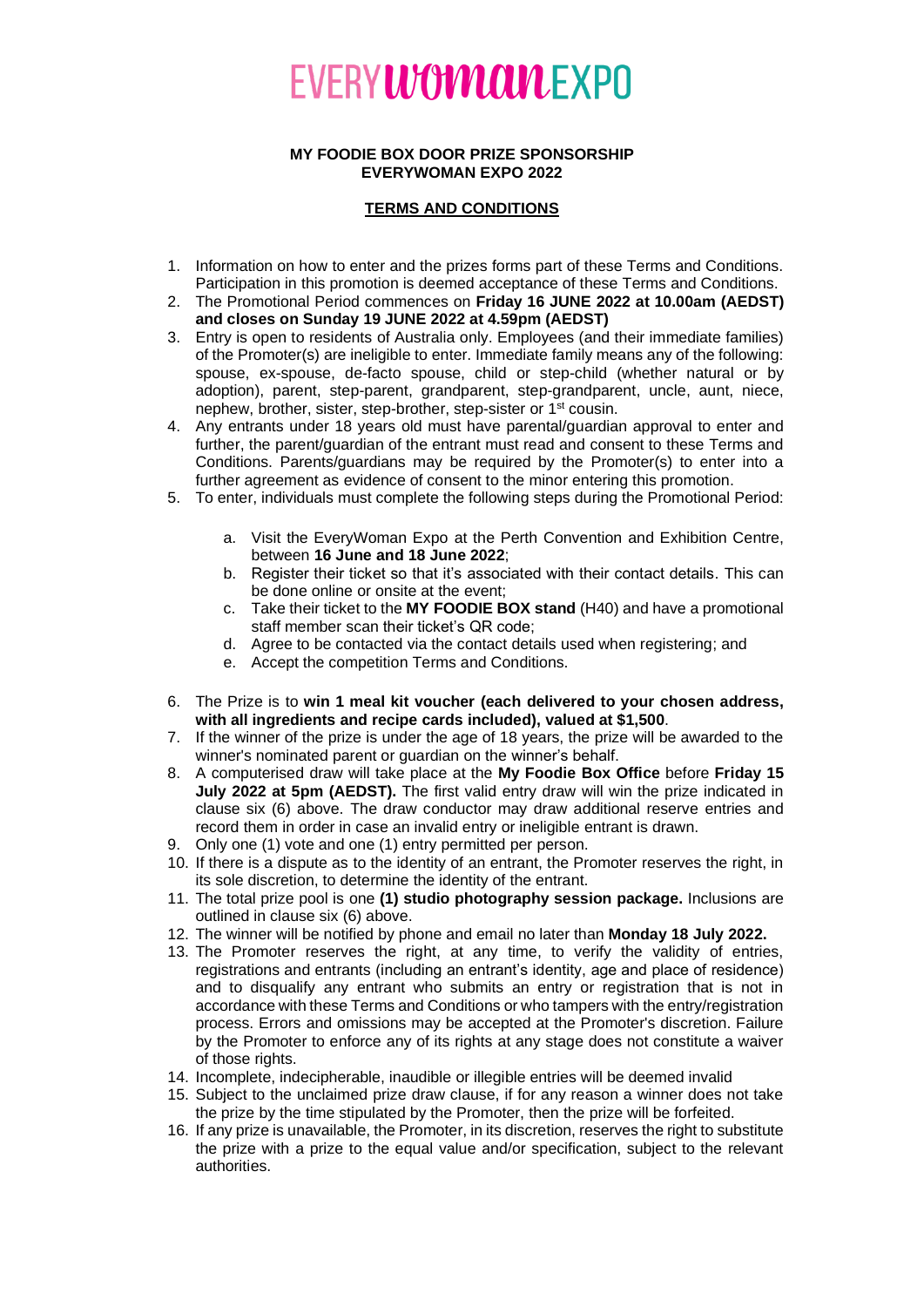# EVERYWOMANEXPO

**MY FOODIE BOX DOOR PRIZE SPONSORSHIP**
**EVERYWOMAN EXPO 2022**

## TERMS AND CONDITIONS

1. Information on how to enter and the prizes forms part of these Terms and Conditions. Participation in this promotion is deemed acceptance of these Terms and Conditions.
2. The Promotional Period commences on **Friday 16 JUNE 2022 at 10.00am (AEDST) and closes on Sunday 19 JUNE 2022 at 4.59pm (AEDST)**
3. Entry is open to residents of Australia only. Employees (and their immediate families) of the Promoter(s) are ineligible to enter. Immediate family means any of the following: spouse, ex-spouse, de-facto spouse, child or step-child (whether natural or by adoption), parent, step-parent, grandparent, step-grandparent, uncle, aunt, niece, nephew, brother, sister, step-brother, step-sister or 1st cousin.
4. Any entrants under 18 years old must have parental/guardian approval to enter and further, the parent/guardian of the entrant must read and consent to these Terms and Conditions. Parents/guardians may be required by the Promoter(s) to enter into a further agreement as evidence of consent to the minor entering this promotion.
5. To enter, individuals must complete the following steps during the Promotional Period:
   a. Visit the EveryWoman Expo at the Perth Convention and Exhibition Centre, between **16 June and 18 June 2022**;
   b. Register their ticket so that it's associated with their contact details. This can be done online or onsite at the event;
   c. Take their ticket to the **MY FOODIE BOX stand** (H40) and have a promotional staff member scan their ticket's QR code;
   d. Agree to be contacted via the contact details used when registering; and
   e. Accept the competition Terms and Conditions.
6. The Prize is to **win 1 meal kit voucher (each delivered to your chosen address, with all ingredients and recipe cards included), valued at $1,500**.
7. If the winner of the prize is under the age of 18 years, the prize will be awarded to the winner's nominated parent or guardian on the winner's behalf.
8. A computerised draw will take place at the **My Foodie Box Office** before **Friday 15 July 2022 at 5pm (AEDST).** The first valid entry draw will win the prize indicated in clause six (6) above. The draw conductor may draw additional reserve entries and record them in order in case an invalid entry or ineligible entrant is drawn.
9. Only one (1) vote and one (1) entry permitted per person.
10. If there is a dispute as to the identity of an entrant, the Promoter reserves the right, in its sole discretion, to determine the identity of the entrant.
11. The total prize pool is one **(1) studio photography session package.** Inclusions are outlined in clause six (6) above.
12. The winner will be notified by phone and email no later than **Monday 18 July 2022.**
13. The Promoter reserves the right, at any time, to verify the validity of entries, registrations and entrants (including an entrant's identity, age and place of residence) and to disqualify any entrant who submits an entry or registration that is not in accordance with these Terms and Conditions or who tampers with the entry/registration process. Errors and omissions may be accepted at the Promoter's discretion. Failure by the Promoter to enforce any of its rights at any stage does not constitute a waiver of those rights.
14. Incomplete, indecipherable, inaudible or illegible entries will be deemed invalid
15. Subject to the unclaimed prize draw clause, if for any reason a winner does not take the prize by the time stipulated by the Promoter, then the prize will be forfeited.
16. If any prize is unavailable, the Promoter, in its discretion, reserves the right to substitute the prize with a prize to the equal value and/or specification, subject to the relevant authorities.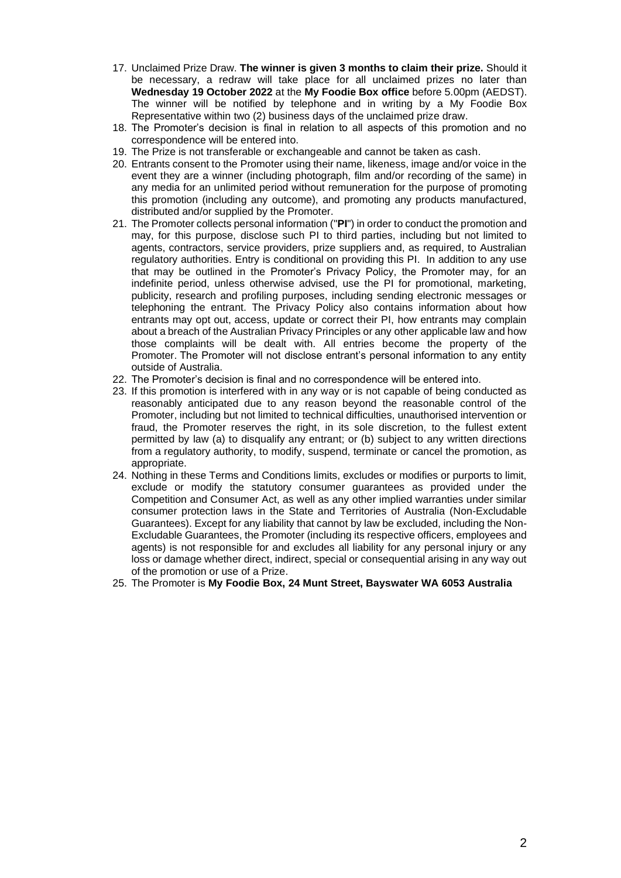17. Unclaimed Prize Draw. **The winner is given 3 months to claim their prize.** Should it be necessary, a redraw will take place for all unclaimed prizes no later than **Wednesday 19 October 2022** at the **My Foodie Box office** before 5.00pm (AEDST). The winner will be notified by telephone and in writing by a My Foodie Box Representative within two (2) business days of the unclaimed prize draw.
18. The Promoter's decision is final in relation to all aspects of this promotion and no correspondence will be entered into.
19. The Prize is not transferable or exchangeable and cannot be taken as cash.
20. Entrants consent to the Promoter using their name, likeness, image and/or voice in the event they are a winner (including photograph, film and/or recording of the same) in any media for an unlimited period without remuneration for the purpose of promoting this promotion (including any outcome), and promoting any products manufactured, distributed and/or supplied by the Promoter.
21. The Promoter collects personal information ("**PI**") in order to conduct the promotion and may, for this purpose, disclose such PI to third parties, including but not limited to agents, contractors, service providers, prize suppliers and, as required, to Australian regulatory authorities. Entry is conditional on providing this PI. In addition to any use that may be outlined in the Promoter's Privacy Policy, the Promoter may, for an indefinite period, unless otherwise advised, use the PI for promotional, marketing, publicity, research and profiling purposes, including sending electronic messages or telephoning the entrant. The Privacy Policy also contains information about how entrants may opt out, access, update or correct their PI, how entrants may complain about a breach of the Australian Privacy Principles or any other applicable law and how those complaints will be dealt with. All entries become the property of the Promoter. The Promoter will not disclose entrant's personal information to any entity outside of Australia.
22. The Promoter's decision is final and no correspondence will be entered into.
23. If this promotion is interfered with in any way or is not capable of being conducted as reasonably anticipated due to any reason beyond the reasonable control of the Promoter, including but not limited to technical difficulties, unauthorised intervention or fraud, the Promoter reserves the right, in its sole discretion, to the fullest extent permitted by law (a) to disqualify any entrant; or (b) subject to any written directions from a regulatory authority, to modify, suspend, terminate or cancel the promotion, as appropriate.
24. Nothing in these Terms and Conditions limits, excludes or modifies or purports to limit, exclude or modify the statutory consumer guarantees as provided under the Competition and Consumer Act, as well as any other implied warranties under similar consumer protection laws in the State and Territories of Australia (Non-Excludable Guarantees). Except for any liability that cannot by law be excluded, including the Non-Excludable Guarantees, the Promoter (including its respective officers, employees and agents) is not responsible for and excludes all liability for any personal injury or any loss or damage whether direct, indirect, special or consequential arising in any way out of the promotion or use of a Prize.
25. The Promoter is **My Foodie Box, 24 Munt Street, Bayswater WA 6053 Australia**